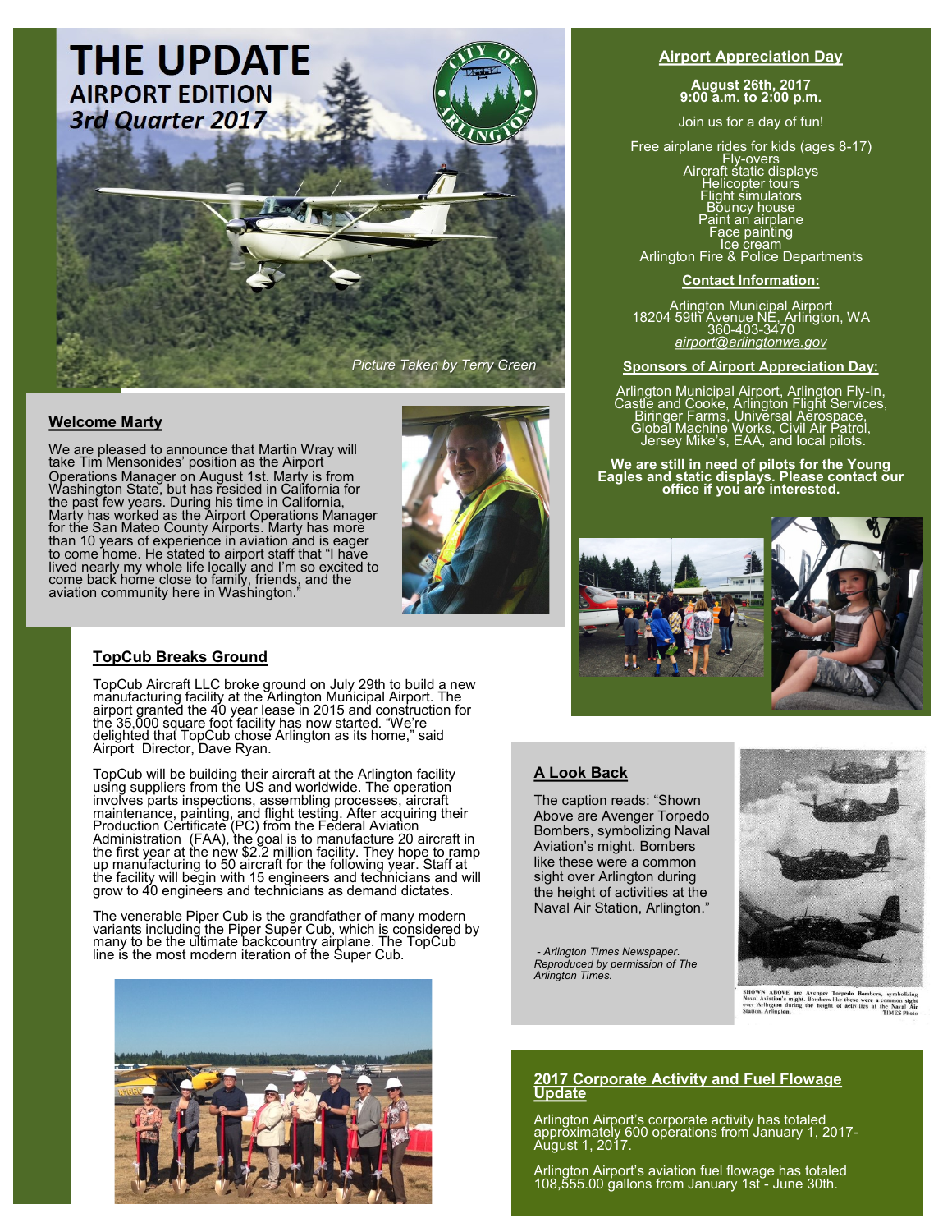# THE UPDATE
## AIRPORT EDITION
### *3rd Quarter 2017*

*Picture Taken by Terry Green*

## Airport Appreciation Day

**August 26th, 2017**
**9:00 a.m. to 2:00 p.m.**

Join us for a day of fun!

Free airplane rides for kids (ages 8-17)
Fly-overs
Aircraft static displays
Helicopter tours
Flight simulators
Bouncy house
Paint an airplane
Face painting
Ice cream
Arlington Fire & Police Departments

**Contact Information:**

Arlington Municipal Airport
18204 59th Avenue NE, Arlington, WA
360-403-3470
*airport@arlingtonwa.gov*

**Sponsors of Airport Appreciation Day:**

Arlington Municipal Airport, Arlington Fly-In, Castle and Cooke, Arlington Flight Services, Biringer Farms, Universal Aerospace, Global Machine Works, Civil Air Patrol, Jersey Mike's, EAA, and local pilots.

**We are still in need of pilots for the Young Eagles and static displays. Please contact our office if you are interested.**

## Welcome Marty

We are pleased to announce that Martin Wray will take Tim Mensonides' position as the Airport Operations Manager on August 1st. Marty is from Washington State, but has resided in California for the past few years. During his time in California, Marty has worked as the Airport Operations Manager for the San Mateo County Airports. Marty has more than 10 years of experience in aviation and is eager to come home. He stated to airport staff that "I have lived nearly my whole life locally and I'm so excited to come back home close to family, friends, and the aviation community here in Washington."

## TopCub Breaks Ground

TopCub Aircraft LLC broke ground on July 29th to build a new manufacturing facility at the Arlington Municipal Airport. The airport granted the 40 year lease in 2015 and construction for the 35,000 square foot facility has now started. "We're delighted that TopCub chose Arlington as its home," said Airport Director, Dave Ryan.

TopCub will be building their aircraft at the Arlington facility using suppliers from the US and worldwide. The operation involves parts inspections, assembling processes, aircraft maintenance, painting, and flight testing. After acquiring their Production Certificate (PC) from the Federal Aviation Administration (FAA), the goal is to manufacture 20 aircraft in the first year at the new $2.2 million facility. They hope to ramp up manufacturing to 50 aircraft for the following year. Staff at the facility will begin with 15 engineers and technicians and will grow to 40 engineers and technicians as demand dictates.

The venerable Piper Cub is the grandfather of many modern variants including the Piper Super Cub, which is considered by many to be the ultimate backcountry airplane. The TopCub line is the most modern iteration of the Super Cub.

## A Look Back

The caption reads: "Shown Above are Avenger Torpedo Bombers, symbolizing Naval Aviation's might. Bombers like these were a common sight over Arlington during the height of activities at the Naval Air Station, Arlington."

*- Arlington Times Newspaper. Reproduced by permission of The Arlington Times.*

SHOWN ABOVE are Avenger Torpedo Bombers, symbolizing Naval Aviation's might. Bombers like these were a common sight over Arlington during the height of activities at the Naval Air Station, Arlington. TIMES Photo

## 2017 Corporate Activity and Fuel Flowage Update

Arlington Airport's corporate activity has totaled approximately 600 operations from January 1, 2017- August 1, 2017.

Arlington Airport's aviation fuel flowage has totaled 108,555.00 gallons from January 1st - June 30th.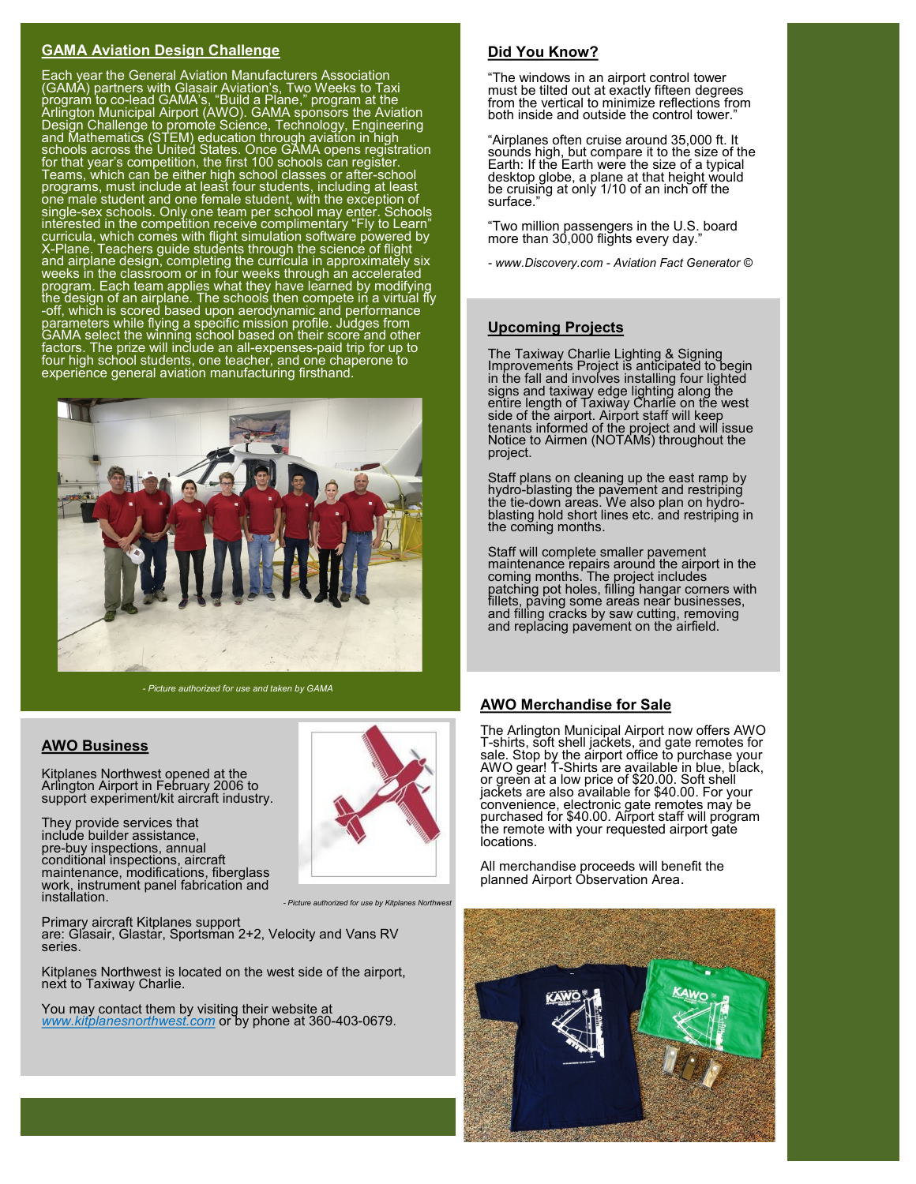## GAMA Aviation Design Challenge

Each year the General Aviation Manufacturers Association (GAMA) partners with Glasair Aviation's, Two Weeks to Taxi program to co-lead GAMA's, "Build a Plane," program at the Arlington Municipal Airport (AWO). GAMA sponsors the Aviation Design Challenge to promote Science, Technology, Engineering and Mathematics (STEM) education through aviation in high schools across the United States. Once GAMA opens registration for that year's competition, the first 100 schools can register. Teams, which can be either high school classes or after-school programs, must include at least four students, including at least one male student and one female student, with the exception of single-sex schools. Only one team per school may enter. Schools interested in the competition receive complimentary "Fly to Learn" curricula, which comes with flight simulation software powered by X-Plane. Teachers guide students through the science of flight and airplane design, completing the curricula in approximately six weeks in the classroom or in four weeks through an accelerated program. Each team applies what they have learned by modifying the design of an airplane. The schools then compete in a virtual fly-off, which is scored based upon aerodynamic and performance parameters while flying a specific mission profile. Judges from GAMA select the winning school based on their score and other factors. The prize will include an all-expenses-paid trip for up to four high school students, one teacher, and one chaperone to experience general aviation manufacturing firsthand.

*- Picture authorized for use and taken by GAMA*

## AWO Business

Kitplanes Northwest opened at the Arlington Airport in February 2006 to support experiment/kit aircraft industry.

They provide services that include builder assistance, pre-buy inspections, annual conditional inspections, aircraft maintenance, modifications, fiberglass work, instrument panel fabrication and installation.

*- Picture authorized for use by Kitplanes Northwest*

Primary aircraft Kitplanes support are: Glasair, Glastar, Sportsman 2+2, Velocity and Vans RV series.

Kitplanes Northwest is located on the west side of the airport, next to Taxiway Charlie.

You may contact them by visiting their website at www.kitplanesnorthwest.com or by phone at 360-403-0679.

## Did You Know?

"The windows in an airport control tower must be tilted out at exactly fifteen degrees from the vertical to minimize reflections from both inside and outside the control tower."

"Airplanes often cruise around 35,000 ft. It sounds high, but compare it to the size of the Earth: If the Earth were the size of a typical desktop globe, a plane at that height would be cruising at only 1/10 of an inch off the surface."

"Two million passengers in the U.S. board more than 30,000 flights every day."

*- www.Discovery.com - Aviation Fact Generator ©*

## Upcoming Projects

The Taxiway Charlie Lighting & Signing Improvements Project is anticipated to begin in the fall and involves installing four lighted signs and taxiway edge lighting along the entire length of Taxiway Charlie on the west side of the airport. Airport staff will keep tenants informed of the project and will issue Notice to Airmen (NOTAMs) throughout the project.

Staff plans on cleaning up the east ramp by hydro-blasting the pavement and restriping the tie-down areas. We also plan on hydro-blasting hold short lines etc. and restriping in the coming months.

Staff will complete smaller pavement maintenance repairs around the airport in the coming months. The project includes patching pot holes, filling hangar corners with fillets, paving some areas near businesses, and filling cracks by saw cutting, removing and replacing pavement on the airfield.

## AWO Merchandise for Sale

The Arlington Municipal Airport now offers AWO T-shirts, soft shell jackets, and gate remotes for sale. Stop by the airport office to purchase your AWO gear! T-Shirts are available in blue, black, or green at a low price of $20.00. Soft shell jackets are also available for $40.00. For your convenience, electronic gate remotes may be purchased for $40.00. Airport staff will program the remote with your requested airport gate locations.

All merchandise proceeds will benefit the planned Airport Observation Area.